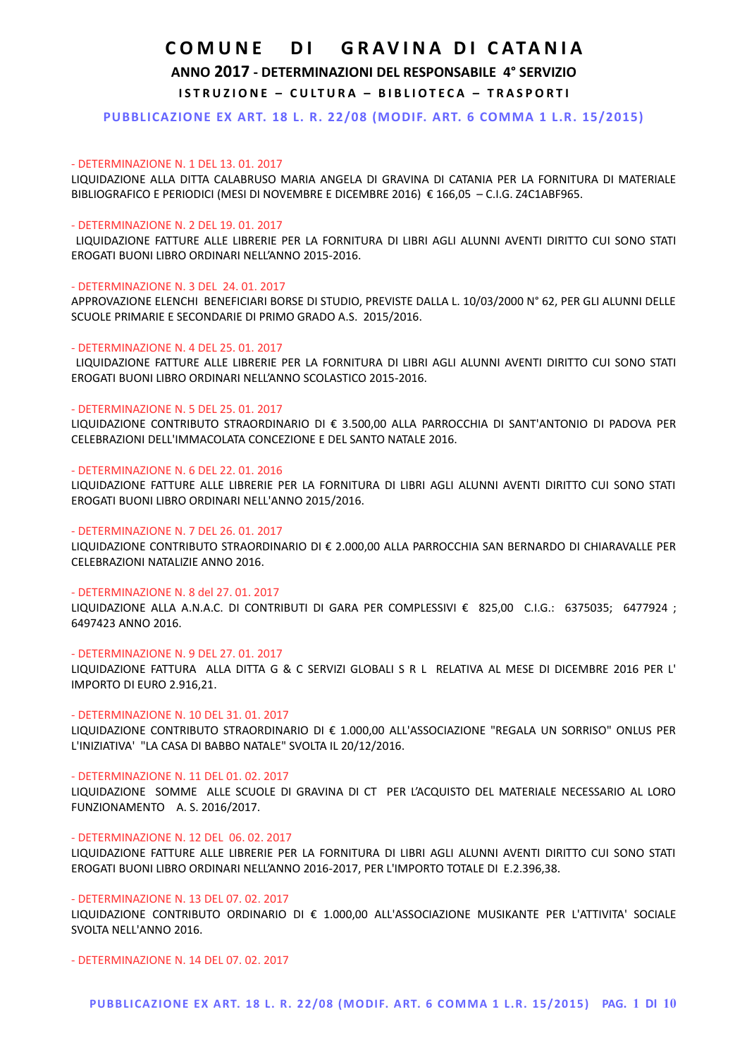# COMUNE DI GRAVINA DI CATANIA

## ANNO 2017 - DETERMINAZIONI DEL RESPONSABILE 4° SERVIZIO

### ISTRUZIONE – CULTURA – BIBLIOTECA – TRASPORTI

**PUBBLICAZIONE EX ART. 18 L. R. 22/08 (MODIF. ART. 6 COMMA 1 L.R. 15/2015)**

- DETERMINAZIONE N. 1 DEL 13. 01. 2017

LIQUIDAZIONE ALLA DITTA CALABRUSO MARIA ANGELA DI GRAVINA DI CATANIA PER LA FORNITURA DI MATERIALE BIBLIOGRAFICO E PERIODICI (MESI DI NOVEMBRE E DICEMBRE 2016) € 166,05 – C.I.G. Z4C1ABF965.

- DETERMINAZIONE N. 2 DEL 19. 01. 2017

LIQUIDAZIONE FATTURE ALLE LIBRERIE PER LA FORNITURA DI LIBRI AGLI ALUNNI AVENTI DIRITTO CUI SONO STATI EROGATI BUONI LIBRO ORDINARI NELL'ANNO 2015-2016.

- DETERMINAZIONE N. 3 DEL 24. 01. 2017

APPROVAZIONE ELENCHI BENEFICIARI BORSE DI STUDIO, PREVISTE DALLA L. 10/03/2000 N° 62, PER GLI ALUNNI DELLE SCUOLE PRIMARIE E SECONDARIE DI PRIMO GRADO A.S. 2015/2016.

- DETERMINAZIONE N. 4 DEL 25. 01. 2017

LIQUIDAZIONE FATTURE ALLE LIBRERIE PER LA FORNITURA DI LIBRI AGLI ALUNNI AVENTI DIRITTO CUI SONO STATI EROGATI BUONI LIBRO ORDINARI NELL'ANNO SCOLASTICO 2015-2016.

- DETERMINAZIONE N. 5 DEL 25. 01. 2017

LIQUIDAZIONE CONTRIBUTO STRAORDINARIO DI € 3.500,00 ALLA PARROCCHIA DI SANT'ANTONIO DI PADOVA PER CELEBRAZIONI DELL'IMMACOLATA CONCEZIONE E DEL SANTO NATALE 2016.

- DETERMINAZIONE N. 6 DEL 22. 01. 2016

LIQUIDAZIONE FATTURE ALLE LIBRERIE PER LA FORNITURA DI LIBRI AGLI ALUNNI AVENTI DIRITTO CUI SONO STATI EROGATI BUONI LIBRO ORDINARI NELL'ANNO 2015/2016.

- DETERMINAZIONE N. 7 DEL 26. 01. 2017

LIQUIDAZIONE CONTRIBUTO STRAORDINARIO DI € 2.000,00 ALLA PARROCCHIA SAN BERNARDO DI CHIARAVALLE PER CELEBRAZIONI NATALIZIE ANNO 2016.

- DETERMINAZIONE N. 8 del 27. 01. 2017

LIQUIDAZIONE ALLA A.N.A.C. DI CONTRIBUTI DI GARA PER COMPLESSIVI € 825,00 C.I.G.: 6375035; 6477924 ; 6497423 ANNO 2016.

- DETERMINAZIONE N. 9 DEL 27. 01. 2017

LIQUIDAZIONE FATTURA ALLA DITTA G & C SERVIZI GLOBALI S R L RELATIVA AL MESE DI DICEMBRE 2016 PER L' IMPORTO DI EURO 2.916,21.

- DETERMINAZIONE N. 10 DEL 31. 01. 2017

LIQUIDAZIONE CONTRIBUTO STRAORDINARIO DI € 1.000,00 ALL'ASSOCIAZIONE "REGALA UN SORRISO" ONLUS PER L'INIZIATIVA' "LA CASA DI BABBO NATALE" SVOLTA IL 20/12/2016.

- DETERMINAZIONE N. 11 DEL 01. 02. 2017

LIQUIDAZIONE SOMME ALLE SCUOLE DI GRAVINA DI CT PER L'ACQUISTO DEL MATERIALE NECESSARIO AL LORO FUNZIONAMENTO A. S. 2016/2017.

- DETERMINAZIONE N. 12 DEL 06. 02. 2017

LIQUIDAZIONE FATTURE ALLE LIBRERIE PER LA FORNITURA DI LIBRI AGLI ALUNNI AVENTI DIRITTO CUI SONO STATI EROGATI BUONI LIBRO ORDINARI NELL'ANNO 2016-2017, PER L'IMPORTO TOTALE DI E.2.396,38.

- DETERMINAZIONE N. 13 DEL 07. 02. 2017

LIQUIDAZIONE CONTRIBUTO ORDINARIO DI € 1.000,00 ALL'ASSOCIAZIONE MUSIKANTE PER L'ATTIVITA' SOCIALE SVOLTA NELL'ANNO 2016.

- DETERMINAZIONE N. 14 DEL 07. 02. 2017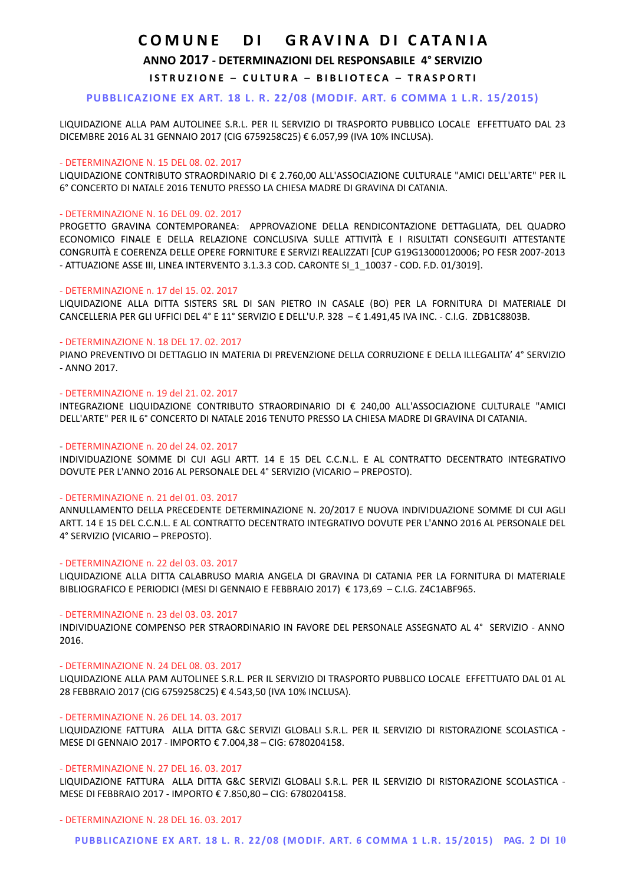# COMUNE DI GRAVINA DI CATANIA

## ANNO 2017 - DETERMINAZIONI DEL RESPONSABILE 4° SERVIZIO

### ISTRUZIONE – CULTURA – BIBLIOTECA – TRASPORTI

**PUBBLICAZIONE EX ART. 18 L. R. 22/08 (MODIF. ART. 6 COMMA 1 L.R. 15/2015)**

LIQUIDAZIONE ALLA PAM AUTOLINEE S.R.L. PER IL SERVIZIO DI TRASPORTO PUBBLICO LOCALE EFFETTUATO DAL 23 DICEMBRE 2016 AL 31 GENNAIO 2017 (CIG 6759258C25) € 6.057,99 (IVA 10% INCLUSA).

- DETERMINAZIONE N. 15 DEL 08. 02. 2017

LIQUIDAZIONE CONTRIBUTO STRAORDINARIO DI € 2.760,00 ALL'ASSOCIAZIONE CULTURALE "AMICI DELL'ARTE" PER IL 6° CONCERTO DI NATALE 2016 TENUTO PRESSO LA CHIESA MADRE DI GRAVINA DI CATANIA.

- DETERMINAZIONE N. 16 DEL 09. 02. 2017

PROGETTO GRAVINA CONTEMPORANEA: APPROVAZIONE DELLA RENDICONTAZIONE DETTAGLIATA, DEL QUADRO ECONOMICO FINALE E DELLA RELAZIONE CONCLUSIVA SULLE ATTIVITÀ E I RISULTATI CONSEGUITI ATTESTANTE CONGRUITÀ E COERENZA DELLE OPERE FORNITURE E SERVIZI REALIZZATI [CUP G19G13000120006; PO FESR 2007-2013 - ATTUAZIONE ASSE III, LINEA INTERVENTO 3.1.3.3 COD. CARONTE SI_1_10037 - COD. F.D. 01/3019].

- DETERMINAZIONE n. 17 del 15. 02. 2017

LIQUIDAZIONE ALLA DITTA SISTERS SRL DI SAN PIETRO IN CASALE (BO) PER LA FORNITURA DI MATERIALE DI CANCELLERIA PER GLI UFFICI DEL 4° E 11° SERVIZIO E DELL'U.P. 328 – € 1.491,45 IVA INC. - C.I.G. ZDB1C8803B.

- DETERMINAZIONE N. 18 DEL 17. 02. 2017

PIANO PREVENTIVO DI DETTAGLIO IN MATERIA DI PREVENZIONE DELLA CORRUZIONE E DELLA ILLEGALITA' 4° SERVIZIO - ANNO 2017.

- DETERMINAZIONE n. 19 del 21. 02. 2017

INTEGRAZIONE LIQUIDAZIONE CONTRIBUTO STRAORDINARIO DI € 240,00 ALL'ASSOCIAZIONE CULTURALE "AMICI DELL'ARTE" PER IL 6° CONCERTO DI NATALE 2016 TENUTO PRESSO LA CHIESA MADRE DI GRAVINA DI CATANIA.

- DETERMINAZIONE n. 20 del 24. 02. 2017

INDIVIDUAZIONE SOMME DI CUI AGLI ARTT. 14 E 15 DEL C.C.N.L. E AL CONTRATTO DECENTRATO INTEGRATIVO DOVUTE PER L'ANNO 2016 AL PERSONALE DEL 4° SERVIZIO (VICARIO – PREPOSTO).

- DETERMINAZIONE n. 21 del 01. 03. 2017

ANNULLAMENTO DELLA PRECEDENTE DETERMINAZIONE N. 20/2017 E NUOVA INDIVIDUAZIONE SOMME DI CUI AGLI ARTT. 14 E 15 DEL C.C.N.L. E AL CONTRATTO DECENTRATO INTEGRATIVO DOVUTE PER L'ANNO 2016 AL PERSONALE DEL 4° SERVIZIO (VICARIO – PREPOSTO).

- DETERMINAZIONE n. 22 del 03. 03. 2017

LIQUIDAZIONE ALLA DITTA CALABRUSO MARIA ANGELA DI GRAVINA DI CATANIA PER LA FORNITURA DI MATERIALE BIBLIOGRAFICO E PERIODICI (MESI DI GENNAIO E FEBBRAIO 2017) € 173,69 – C.I.G. Z4C1ABF965.

- DETERMINAZIONE n. 23 del 03. 03. 2017

INDIVIDUAZIONE COMPENSO PER STRAORDINARIO IN FAVORE DEL PERSONALE ASSEGNATO AL 4° SERVIZIO - ANNO 2016.

- DETERMINAZIONE N. 24 DEL 08. 03. 2017

LIQUIDAZIONE ALLA PAM AUTOLINEE S.R.L. PER IL SERVIZIO DI TRASPORTO PUBBLICO LOCALE EFFETTUATO DAL 01 AL 28 FEBBRAIO 2017 (CIG 6759258C25) € 4.543,50 (IVA 10% INCLUSA).

- DETERMINAZIONE N. 26 DEL 14. 03. 2017

LIQUIDAZIONE FATTURA ALLA DITTA G&C SERVIZI GLOBALI S.R.L. PER IL SERVIZIO DI RISTORAZIONE SCOLASTICA - MESE DI GENNAIO 2017 - IMPORTO € 7.004,38 – CIG: 6780204158.

- DETERMINAZIONE N. 27 DEL 16. 03. 2017

LIQUIDAZIONE FATTURA ALLA DITTA G&C SERVIZI GLOBALI S.R.L. PER IL SERVIZIO DI RISTORAZIONE SCOLASTICA - MESE DI FEBBRAIO 2017 - IMPORTO € 7.850,80 – CIG: 6780204158.

- DETERMINAZIONE N. 28 DEL 16. 03. 2017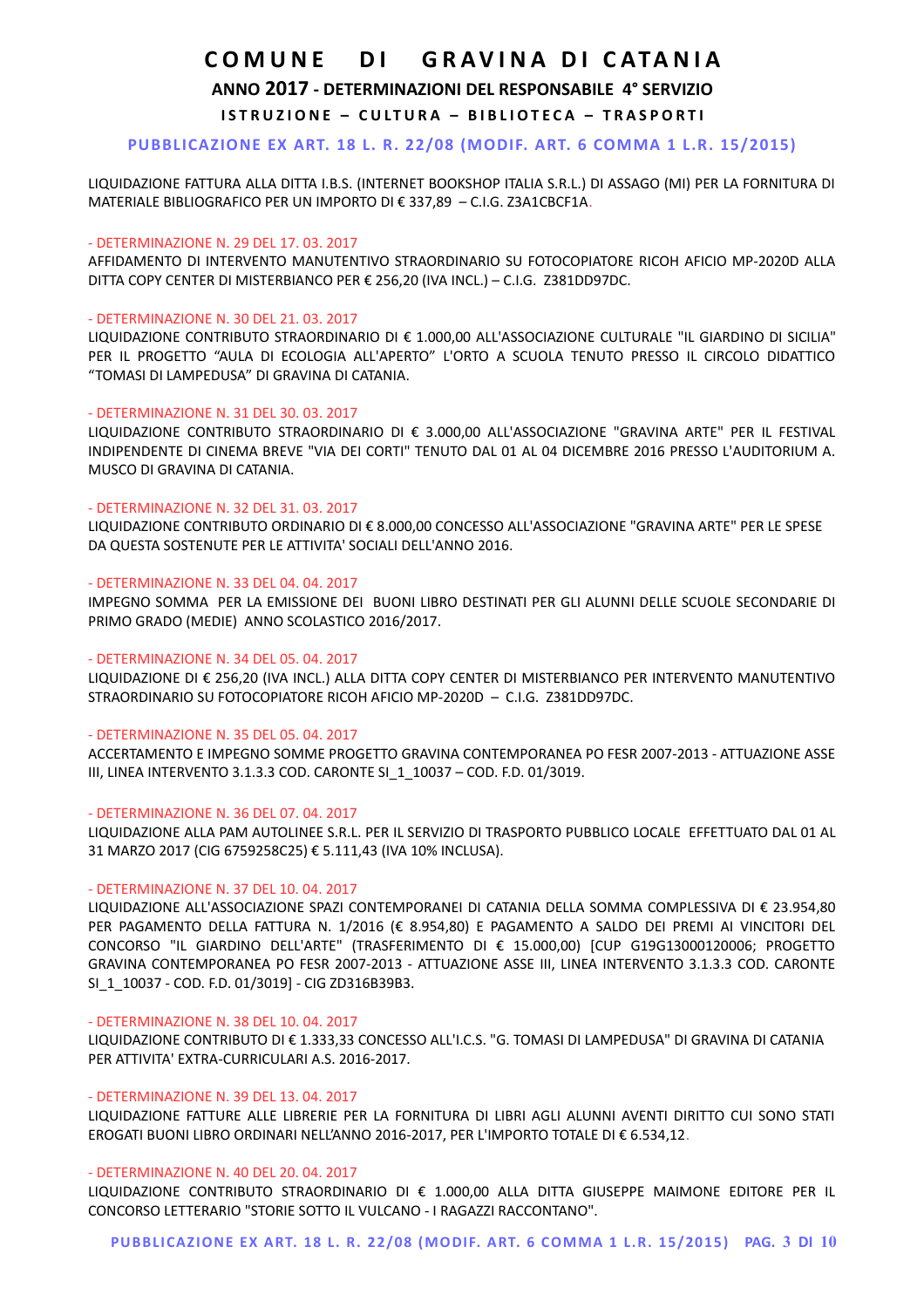# COMUNE DI GRAVINA DI CATANIA

## ANNO 2017 - DETERMINAZIONI DEL RESPONSABILE 4° SERVIZIO

### ISTRUZIONE – CULTURA – BIBLIOTECA – TRASPORTI

**PUBBLICAZIONE EX ART. 18 L. R. 22/08 (MODIF. ART. 6 COMMA 1 L.R. 15/2015)**

LIQUIDAZIONE FATTURA ALLA DITTA I.B.S. (INTERNET BOOKSHOP ITALIA S.R.L.) DI ASSAGO (MI) PER LA FORNITURA DI MATERIALE BIBLIOGRAFICO PER UN IMPORTO DI € 337,89 – C.I.G. Z3A1CBCF1A.

- DETERMINAZIONE N. 29 DEL 17. 03. 2017

AFFIDAMENTO DI INTERVENTO MANUTENTIVO STRAORDINARIO SU FOTOCOPIATORE RICOH AFICIO MP-2020D ALLA DITTA COPY CENTER DI MISTERBIANCO PER € 256,20 (IVA INCL.) – C.I.G. Z381DD97DC.

- DETERMINAZIONE N. 30 DEL 21. 03. 2017

LIQUIDAZIONE CONTRIBUTO STRAORDINARIO DI € 1.000,00 ALL'ASSOCIAZIONE CULTURALE "IL GIARDINO DI SICILIA" PER IL PROGETTO "AULA DI ECOLOGIA ALL'APERTO" L'ORTO A SCUOLA TENUTO PRESSO IL CIRCOLO DIDATTICO "TOMASI DI LAMPEDUSA" DI GRAVINA DI CATANIA.

- DETERMINAZIONE N. 31 DEL 30. 03. 2017

LIQUIDAZIONE CONTRIBUTO STRAORDINARIO DI € 3.000,00 ALL'ASSOCIAZIONE "GRAVINA ARTE" PER IL FESTIVAL INDIPENDENTE DI CINEMA BREVE "VIA DEI CORTI" TENUTO DAL 01 AL 04 DICEMBRE 2016 PRESSO L'AUDITORIUM A. MUSCO DI GRAVINA DI CATANIA.

- DETERMINAZIONE N. 32 DEL 31. 03. 2017

LIQUIDAZIONE CONTRIBUTO ORDINARIO DI € 8.000,00 CONCESSO ALL'ASSOCIAZIONE "GRAVINA ARTE" PER LE SPESE DA QUESTA SOSTENUTE PER LE ATTIVITA' SOCIALI DELL'ANNO 2016.

- DETERMINAZIONE N. 33 DEL 04. 04. 2017

IMPEGNO SOMMA PER LA EMISSIONE DEI BUONI LIBRO DESTINATI PER GLI ALUNNI DELLE SCUOLE SECONDARIE DI PRIMO GRADO (MEDIE) ANNO SCOLASTICO 2016/2017.

- DETERMINAZIONE N. 34 DEL 05. 04. 2017

LIQUIDAZIONE DI € 256,20 (IVA INCL.) ALLA DITTA COPY CENTER DI MISTERBIANCO PER INTERVENTO MANUTENTIVO STRAORDINARIO SU FOTOCOPIATORE RICOH AFICIO MP-2020D – C.I.G. Z381DD97DC.

- DETERMINAZIONE N. 35 DEL 05. 04. 2017

ACCERTAMENTO E IMPEGNO SOMME PROGETTO GRAVINA CONTEMPORANEA PO FESR 2007-2013 - ATTUAZIONE ASSE III, LINEA INTERVENTO 3.1.3.3 COD. CARONTE SI_1_10037 – COD. F.D. 01/3019.

- DETERMINAZIONE N. 36 DEL 07. 04. 2017

LIQUIDAZIONE ALLA PAM AUTOLINEE S.R.L. PER IL SERVIZIO DI TRASPORTO PUBBLICO LOCALE EFFETTUATO DAL 01 AL 31 MARZO 2017 (CIG 6759258C25) € 5.111,43 (IVA 10% INCLUSA).

- DETERMINAZIONE N. 37 DEL 10. 04. 2017

LIQUIDAZIONE ALL'ASSOCIAZIONE SPAZI CONTEMPORANEI DI CATANIA DELLA SOMMA COMPLESSIVA DI € 23.954,80 PER PAGAMENTO DELLA FATTURA N. 1/2016 (€ 8.954,80) E PAGAMENTO A SALDO DEI PREMI AI VINCITORI DEL CONCORSO "IL GIARDINO DELL'ARTE" (TRASFERIMENTO DI € 15.000,00) [CUP G19G13000120006; PROGETTO GRAVINA CONTEMPORANEA PO FESR 2007-2013 - ATTUAZIONE ASSE III, LINEA INTERVENTO 3.1.3.3 COD. CARONTE SI_1_10037 - COD. F.D. 01/3019] - CIG ZD316B39B3.

- DETERMINAZIONE N. 38 DEL 10. 04. 2017

LIQUIDAZIONE CONTRIBUTO DI € 1.333,33 CONCESSO ALL'I.C.S. "G. TOMASI DI LAMPEDUSA" DI GRAVINA DI CATANIA PER ATTIVITA' EXTRA-CURRICULARI A.S. 2016-2017.

- DETERMINAZIONE N. 39 DEL 13. 04. 2017

LIQUIDAZIONE FATTURE ALLE LIBRERIE PER LA FORNITURA DI LIBRI AGLI ALUNNI AVENTI DIRITTO CUI SONO STATI EROGATI BUONI LIBRO ORDINARI NELL'ANNO 2016-2017, PER L'IMPORTO TOTALE DI € 6.534,12.

- DETERMINAZIONE N. 40 DEL 20. 04. 2017

LIQUIDAZIONE CONTRIBUTO STRAORDINARIO DI € 1.000,00 ALLA DITTA GIUSEPPE MAIMONE EDITORE PER IL CONCORSO LETTERARIO "STORIE SOTTO IL VULCANO - I RAGAZZI RACCONTANO".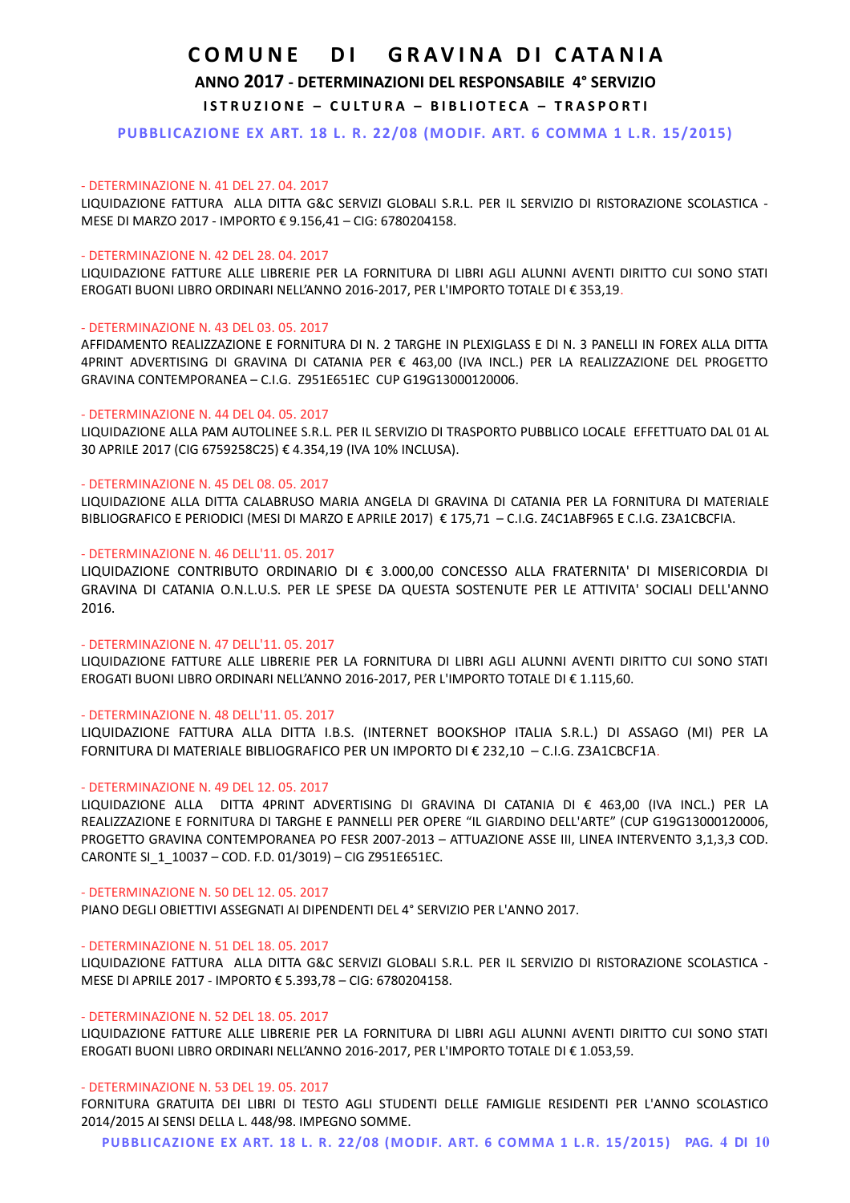# COMUNE DI GRAVINA DI CATANIA

## ANNO 2017 - DETERMINAZIONI DEL RESPONSABILE 4° SERVIZIO

### ISTRUZIONE – CULTURA – BIBLIOTECA – TRASPORTI

**PUBBLICAZIONE EX ART. 18 L. R. 22/08 (MODIF. ART. 6 COMMA 1 L.R. 15/2015)**

- DETERMINAZIONE N. 41 DEL 27. 04. 2017

LIQUIDAZIONE FATTURA ALLA DITTA G&C SERVIZI GLOBALI S.R.L. PER IL SERVIZIO DI RISTORAZIONE SCOLASTICA - MESE DI MARZO 2017 - IMPORTO € 9.156,41 – CIG: 6780204158.

- DETERMINAZIONE N. 42 DEL 28. 04. 2017

LIQUIDAZIONE FATTURE ALLE LIBRERIE PER LA FORNITURA DI LIBRI AGLI ALUNNI AVENTI DIRITTO CUI SONO STATI EROGATI BUONI LIBRO ORDINARI NELL'ANNO 2016-2017, PER L'IMPORTO TOTALE DI € 353,19.

- DETERMINAZIONE N. 43 DEL 03. 05. 2017

AFFIDAMENTO REALIZZAZIONE E FORNITURA DI N. 2 TARGHE IN PLEXIGLASS E DI N. 3 PANELLI IN FOREX ALLA DITTA 4PRINT ADVERTISING DI GRAVINA DI CATANIA PER € 463,00 (IVA INCL.) PER LA REALIZZAZIONE DEL PROGETTO GRAVINA CONTEMPORANEA – C.I.G. Z951E651EC CUP G19G13000120006.

- DETERMINAZIONE N. 44 DEL 04. 05. 2017

LIQUIDAZIONE ALLA PAM AUTOLINEE S.R.L. PER IL SERVIZIO DI TRASPORTO PUBBLICO LOCALE EFFETTUATO DAL 01 AL 30 APRILE 2017 (CIG 6759258C25) € 4.354,19 (IVA 10% INCLUSA).

- DETERMINAZIONE N. 45 DEL 08. 05. 2017

LIQUIDAZIONE ALLA DITTA CALABRUSO MARIA ANGELA DI GRAVINA DI CATANIA PER LA FORNITURA DI MATERIALE BIBLIOGRAFICO E PERIODICI (MESI DI MARZO E APRILE 2017) € 175,71 – C.I.G. Z4C1ABF965 E C.I.G. Z3A1CBCFIA.

- DETERMINAZIONE N. 46 DELL'11. 05. 2017

LIQUIDAZIONE CONTRIBUTO ORDINARIO DI € 3.000,00 CONCESSO ALLA FRATERNITA' DI MISERICORDIA DI GRAVINA DI CATANIA O.N.L.U.S. PER LE SPESE DA QUESTA SOSTENUTE PER LE ATTIVITA' SOCIALI DELL'ANNO 2016.

- DETERMINAZIONE N. 47 DELL'11. 05. 2017

LIQUIDAZIONE FATTURE ALLE LIBRERIE PER LA FORNITURA DI LIBRI AGLI ALUNNI AVENTI DIRITTO CUI SONO STATI EROGATI BUONI LIBRO ORDINARI NELL'ANNO 2016-2017, PER L'IMPORTO TOTALE DI € 1.115,60.

- DETERMINAZIONE N. 48 DELL'11. 05. 2017

LIQUIDAZIONE FATTURA ALLA DITTA I.B.S. (INTERNET BOOKSHOP ITALIA S.R.L.) DI ASSAGO (MI) PER LA FORNITURA DI MATERIALE BIBLIOGRAFICO PER UN IMPORTO DI € 232,10 – C.I.G. Z3A1CBCF1A.

- DETERMINAZIONE N. 49 DEL 12. 05. 2017

LIQUIDAZIONE ALLA DITTA 4PRINT ADVERTISING DI GRAVINA DI CATANIA DI € 463,00 (IVA INCL.) PER LA REALIZZAZIONE E FORNITURA DI TARGHE E PANNELLI PER OPERE "IL GIARDINO DELL'ARTE" (CUP G19G13000120006, PROGETTO GRAVINA CONTEMPORANEA PO FESR 2007-2013 – ATTUAZIONE ASSE III, LINEA INTERVENTO 3,1,3,3 COD. CARONTE SI_1_10037 – COD. F.D. 01/3019) – CIG Z951E651EC.

- DETERMINAZIONE N. 50 DEL 12. 05. 2017

PIANO DEGLI OBIETTIVI ASSEGNATI AI DIPENDENTI DEL 4° SERVIZIO PER L'ANNO 2017.

- DETERMINAZIONE N. 51 DEL 18. 05. 2017

LIQUIDAZIONE FATTURA ALLA DITTA G&C SERVIZI GLOBALI S.R.L. PER IL SERVIZIO DI RISTORAZIONE SCOLASTICA - MESE DI APRILE 2017 - IMPORTO € 5.393,78 – CIG: 6780204158.

- DETERMINAZIONE N. 52 DEL 18. 05. 2017

LIQUIDAZIONE FATTURE ALLE LIBRERIE PER LA FORNITURA DI LIBRI AGLI ALUNNI AVENTI DIRITTO CUI SONO STATI EROGATI BUONI LIBRO ORDINARI NELL'ANNO 2016-2017, PER L'IMPORTO TOTALE DI € 1.053,59.

- DETERMINAZIONE N. 53 DEL 19. 05. 2017

FORNITURA GRATUITA DEI LIBRI DI TESTO AGLI STUDENTI DELLE FAMIGLIE RESIDENTI PER L'ANNO SCOLASTICO 2014/2015 AI SENSI DELLA L. 448/98. IMPEGNO SOMME.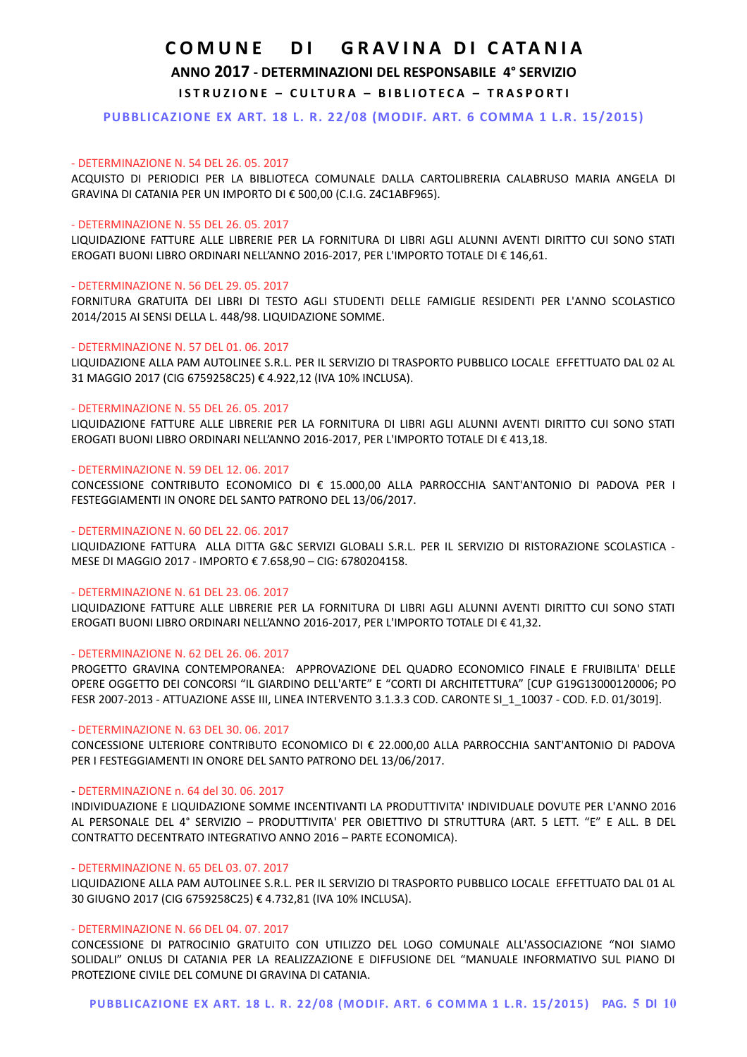# COMUNE DI GRAVINA DI CATANIA

## ANNO 2017 - DETERMINAZIONI DEL RESPONSABILE 4° SERVIZIO

### ISTRUZIONE – CULTURA – BIBLIOTECA – TRASPORTI

**PUBBLICAZIONE EX ART. 18 L. R. 22/08 (MODIF. ART. 6 COMMA 1 L.R. 15/2015)**

- DETERMINAZIONE N. 54 DEL 26. 05. 2017

ACQUISTO DI PERIODICI PER LA BIBLIOTECA COMUNALE DALLA CARTOLIBRERIA CALABRUSO MARIA ANGELA DI GRAVINA DI CATANIA PER UN IMPORTO DI € 500,00 (C.I.G. Z4C1ABF965).

- DETERMINAZIONE N. 55 DEL 26. 05. 2017

LIQUIDAZIONE FATTURE ALLE LIBRERIE PER LA FORNITURA DI LIBRI AGLI ALUNNI AVENTI DIRITTO CUI SONO STATI EROGATI BUONI LIBRO ORDINARI NELL'ANNO 2016-2017, PER L'IMPORTO TOTALE DI € 146,61.

- DETERMINAZIONE N. 56 DEL 29. 05. 2017

FORNITURA GRATUITA DEI LIBRI DI TESTO AGLI STUDENTI DELLE FAMIGLIE RESIDENTI PER L'ANNO SCOLASTICO 2014/2015 AI SENSI DELLA L. 448/98. LIQUIDAZIONE SOMME.

- DETERMINAZIONE N. 57 DEL 01. 06. 2017

LIQUIDAZIONE ALLA PAM AUTOLINEE S.R.L. PER IL SERVIZIO DI TRASPORTO PUBBLICO LOCALE EFFETTUATO DAL 02 AL 31 MAGGIO 2017 (CIG 6759258C25) € 4.922,12 (IVA 10% INCLUSA).

- DETERMINAZIONE N. 55 DEL 26. 05. 2017

LIQUIDAZIONE FATTURE ALLE LIBRERIE PER LA FORNITURA DI LIBRI AGLI ALUNNI AVENTI DIRITTO CUI SONO STATI EROGATI BUONI LIBRO ORDINARI NELL'ANNO 2016-2017, PER L'IMPORTO TOTALE DI € 413,18.

- DETERMINAZIONE N. 59 DEL 12. 06. 2017

CONCESSIONE CONTRIBUTO ECONOMICO DI € 15.000,00 ALLA PARROCCHIA SANT'ANTONIO DI PADOVA PER I FESTEGGIAMENTI IN ONORE DEL SANTO PATRONO DEL 13/06/2017.

- DETERMINAZIONE N. 60 DEL 22. 06. 2017

LIQUIDAZIONE FATTURA ALLA DITTA G&C SERVIZI GLOBALI S.R.L. PER IL SERVIZIO DI RISTORAZIONE SCOLASTICA - MESE DI MAGGIO 2017 - IMPORTO € 7.658,90 – CIG: 6780204158.

- DETERMINAZIONE N. 61 DEL 23. 06. 2017

LIQUIDAZIONE FATTURE ALLE LIBRERIE PER LA FORNITURA DI LIBRI AGLI ALUNNI AVENTI DIRITTO CUI SONO STATI EROGATI BUONI LIBRO ORDINARI NELL'ANNO 2016-2017, PER L'IMPORTO TOTALE DI € 41,32.

- DETERMINAZIONE N. 62 DEL 26. 06. 2017

PROGETTO GRAVINA CONTEMPORANEA: APPROVAZIONE DEL QUADRO ECONOMICO FINALE E FRUIBILITA' DELLE OPERE OGGETTO DEI CONCORSI "IL GIARDINO DELL'ARTE" E "CORTI DI ARCHITETTURA" [CUP G19G13000120006; PO FESR 2007-2013 - ATTUAZIONE ASSE III, LINEA INTERVENTO 3.1.3.3 COD. CARONTE SI_1_10037 - COD. F.D. 01/3019].

- DETERMINAZIONE N. 63 DEL 30. 06. 2017

CONCESSIONE ULTERIORE CONTRIBUTO ECONOMICO DI € 22.000,00 ALLA PARROCCHIA SANT'ANTONIO DI PADOVA PER I FESTEGGIAMENTI IN ONORE DEL SANTO PATRONO DEL 13/06/2017.

- DETERMINAZIONE n. 64 del 30. 06. 2017

INDIVIDUAZIONE E LIQUIDAZIONE SOMME INCENTIVANTI LA PRODUTTIVITA' INDIVIDUALE DOVUTE PER L'ANNO 2016 AL PERSONALE DEL 4° SERVIZIO – PRODUTTIVITA' PER OBIETTIVO DI STRUTTURA (ART. 5 LETT. "E" E ALL. B DEL CONTRATTO DECENTRATO INTEGRATIVO ANNO 2016 – PARTE ECONOMICA).

- DETERMINAZIONE N. 65 DEL 03. 07. 2017

LIQUIDAZIONE ALLA PAM AUTOLINEE S.R.L. PER IL SERVIZIO DI TRASPORTO PUBBLICO LOCALE EFFETTUATO DAL 01 AL 30 GIUGNO 2017 (CIG 6759258C25) € 4.732,81 (IVA 10% INCLUSA).

- DETERMINAZIONE N. 66 DEL 04. 07. 2017

CONCESSIONE DI PATROCINIO GRATUITO CON UTILIZZO DEL LOGO COMUNALE ALL'ASSOCIAZIONE "NOI SIAMO SOLIDALI" ONLUS DI CATANIA PER LA REALIZZAZIONE E DIFFUSIONE DEL "MANUALE INFORMATIVO SUL PIANO DI PROTEZIONE CIVILE DEL COMUNE DI GRAVINA DI CATANIA.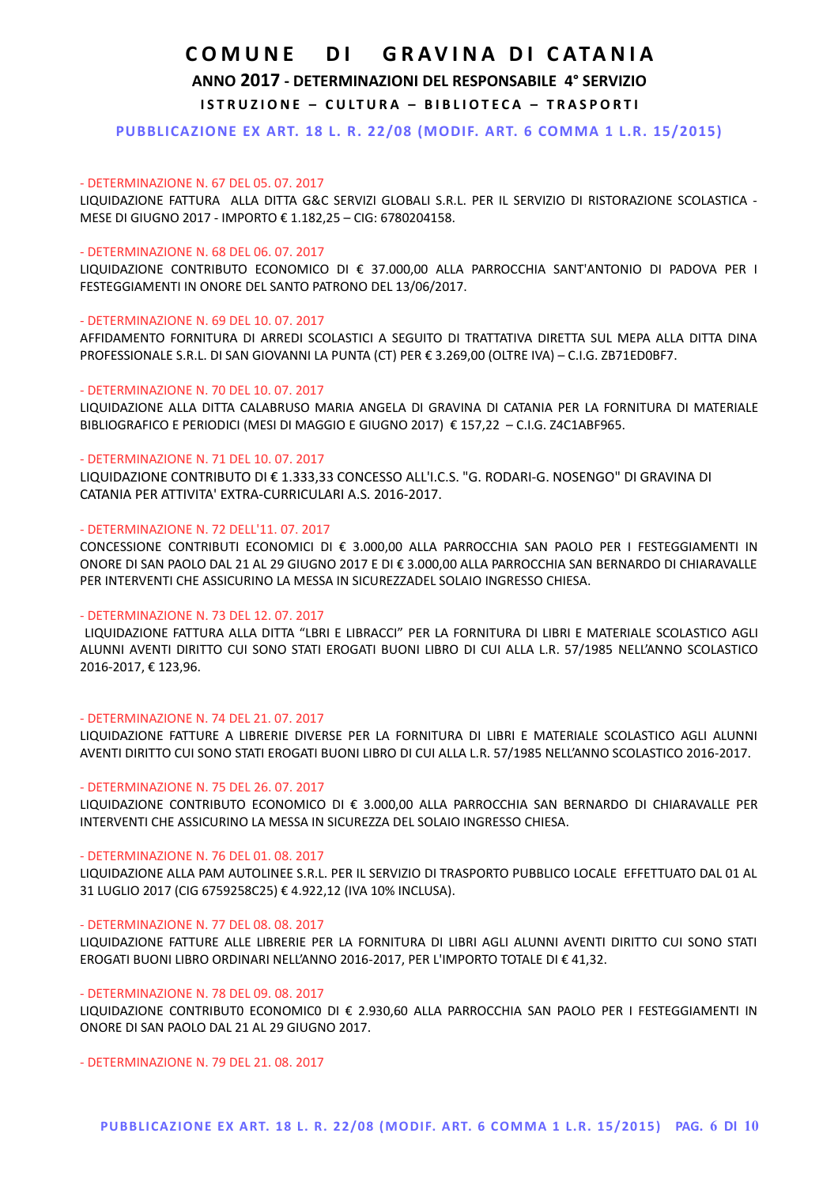# COMUNE DI GRAVINA DI CATANIA

## ANNO 2017 - DETERMINAZIONI DEL RESPONSABILE 4° SERVIZIO

### ISTRUZIONE – CULTURA – BIBLIOTECA – TRASPORTI

**PUBBLICAZIONE EX ART. 18 L. R. 22/08 (MODIF. ART. 6 COMMA 1 L.R. 15/2015)**

- DETERMINAZIONE N. 67 DEL 05. 07. 2017

LIQUIDAZIONE FATTURA ALLA DITTA G&C SERVIZI GLOBALI S.R.L. PER IL SERVIZIO DI RISTORAZIONE SCOLASTICA - MESE DI GIUGNO 2017 - IMPORTO € 1.182,25 – CIG: 6780204158.

- DETERMINAZIONE N. 68 DEL 06. 07. 2017

LIQUIDAZIONE CONTRIBUTO ECONOMICO DI € 37.000,00 ALLA PARROCCHIA SANT'ANTONIO DI PADOVA PER I FESTEGGIAMENTI IN ONORE DEL SANTO PATRONO DEL 13/06/2017.

- DETERMINAZIONE N. 69 DEL 10. 07. 2017

AFFIDAMENTO FORNITURA DI ARREDI SCOLASTICI A SEGUITO DI TRATTATIVA DIRETTA SUL MEPA ALLA DITTA DINA PROFESSIONALE S.R.L. DI SAN GIOVANNI LA PUNTA (CT) PER € 3.269,00 (OLTRE IVA) – C.I.G. ZB71ED0BF7.

- DETERMINAZIONE N. 70 DEL 10. 07. 2017

LIQUIDAZIONE ALLA DITTA CALABRUSO MARIA ANGELA DI GRAVINA DI CATANIA PER LA FORNITURA DI MATERIALE BIBLIOGRAFICO E PERIODICI (MESI DI MAGGIO E GIUGNO 2017) € 157,22 – C.I.G. Z4C1ABF965.

- DETERMINAZIONE N. 71 DEL 10. 07. 2017

LIQUIDAZIONE CONTRIBUTO DI € 1.333,33 CONCESSO ALL'I.C.S. "G. RODARI-G. NOSENGO" DI GRAVINA DI CATANIA PER ATTIVITA' EXTRA-CURRICULARI A.S. 2016-2017.

- DETERMINAZIONE N. 72 DELL'11. 07. 2017

CONCESSIONE CONTRIBUTI ECONOMICI DI € 3.000,00 ALLA PARROCCHIA SAN PAOLO PER I FESTEGGIAMENTI IN ONORE DI SAN PAOLO DAL 21 AL 29 GIUGNO 2017 E DI € 3.000,00 ALLA PARROCCHIA SAN BERNARDO DI CHIARAVALLE PER INTERVENTI CHE ASSICURINO LA MESSA IN SICUREZZADEL SOLAIO INGRESSO CHIESA.

- DETERMINAZIONE N. 73 DEL 12. 07. 2017

LIQUIDAZIONE FATTURA ALLA DITTA "LBRI E LIBRACCI" PER LA FORNITURA DI LIBRI E MATERIALE SCOLASTICO AGLI ALUNNI AVENTI DIRITTO CUI SONO STATI EROGATI BUONI LIBRO DI CUI ALLA L.R. 57/1985 NELL'ANNO SCOLASTICO 2016-2017, € 123,96.

- DETERMINAZIONE N. 74 DEL 21. 07. 2017

LIQUIDAZIONE FATTURE A LIBRERIE DIVERSE PER LA FORNITURA DI LIBRI E MATERIALE SCOLASTICO AGLI ALUNNI AVENTI DIRITTO CUI SONO STATI EROGATI BUONI LIBRO DI CUI ALLA L.R. 57/1985 NELL'ANNO SCOLASTICO 2016-2017.

- DETERMINAZIONE N. 75 DEL 26. 07. 2017

LIQUIDAZIONE CONTRIBUTO ECONOMICO DI € 3.000,00 ALLA PARROCCHIA SAN BERNARDO DI CHIARAVALLE PER INTERVENTI CHE ASSICURINO LA MESSA IN SICUREZZA DEL SOLAIO INGRESSO CHIESA.

- DETERMINAZIONE N. 76 DEL 01. 08. 2017

LIQUIDAZIONE ALLA PAM AUTOLINEE S.R.L. PER IL SERVIZIO DI TRASPORTO PUBBLICO LOCALE EFFETTUATO DAL 01 AL 31 LUGLIO 2017 (CIG 6759258C25) € 4.922,12 (IVA 10% INCLUSA).

- DETERMINAZIONE N. 77 DEL 08. 08. 2017

LIQUIDAZIONE FATTURE ALLE LIBRERIE PER LA FORNITURA DI LIBRI AGLI ALUNNI AVENTI DIRITTO CUI SONO STATI EROGATI BUONI LIBRO ORDINARI NELL'ANNO 2016-2017, PER L'IMPORTO TOTALE DI € 41,32.

- DETERMINAZIONE N. 78 DEL 09. 08. 2017

LIQUIDAZIONE CONTRIBUT0 ECONOMIC0 DI € 2.930,60 ALLA PARROCCHIA SAN PAOLO PER I FESTEGGIAMENTI IN ONORE DI SAN PAOLO DAL 21 AL 29 GIUGNO 2017.

- DETERMINAZIONE N. 79 DEL 21. 08. 2017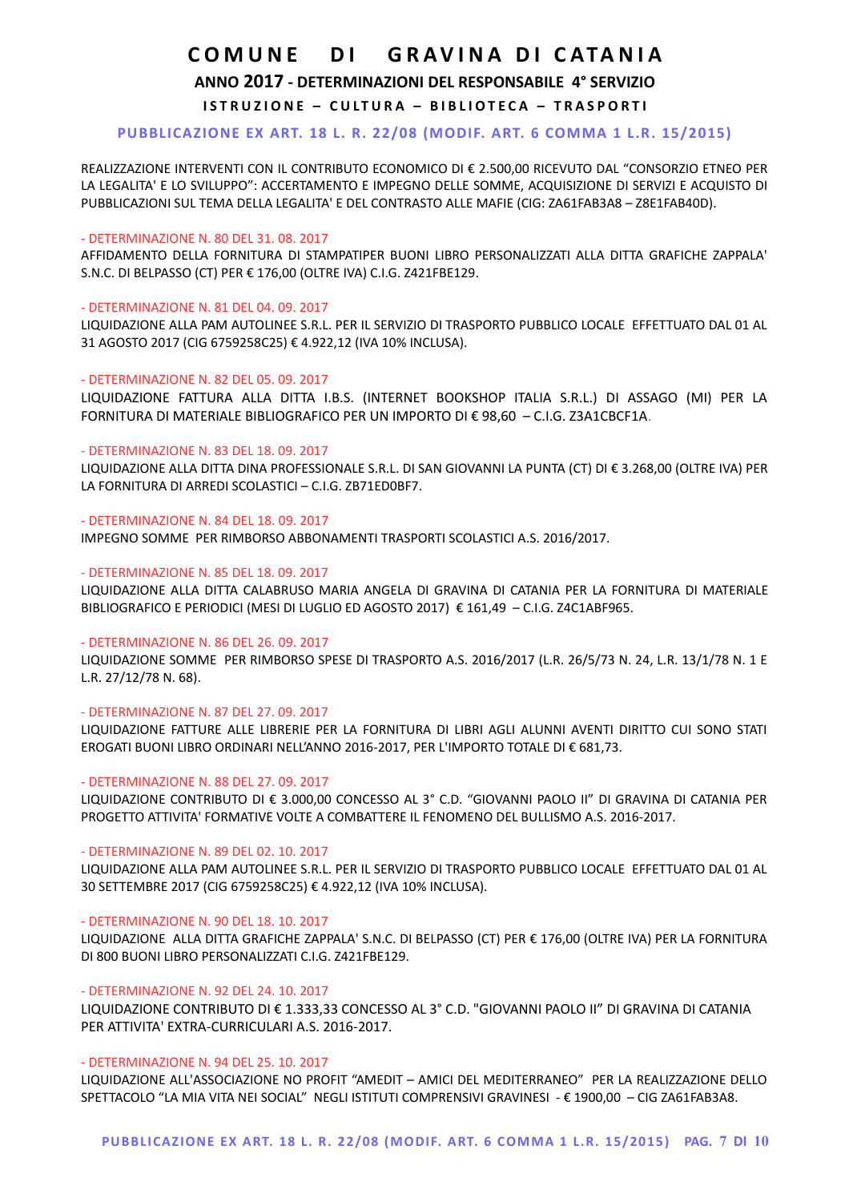# COMUNE DI GRAVINA DI CATANIA

## ANNO 2017 - DETERMINAZIONI DEL RESPONSABILE 4° SERVIZIO

### ISTRUZIONE – CULTURA – BIBLIOTECA – TRASPORTI

**PUBBLICAZIONE EX ART. 18 L. R. 22/08 (MODIF. ART. 6 COMMA 1 L.R. 15/2015)**

REALIZZAZIONE INTERVENTI CON IL CONTRIBUTO ECONOMICO DI € 2.500,00 RICEVUTO DAL "CONSORZIO ETNEO PER LA LEGALITA' E LO SVILUPPO": ACCERTAMENTO E IMPEGNO DELLE SOMME, ACQUISIZIONE DI SERVIZI E ACQUISTO DI PUBBLICAZIONI SUL TEMA DELLA LEGALITA' E DEL CONTRASTO ALLE MAFIE (CIG: ZA61FAB3A8 – Z8E1FAB40D).

- DETERMINAZIONE N. 80 DEL 31. 08. 2017

AFFIDAMENTO DELLA FORNITURA DI STAMPATIPER BUONI LIBRO PERSONALIZZATI ALLA DITTA GRAFICHE ZAPPALA' S.N.C. DI BELPASSO (CT) PER € 176,00 (OLTRE IVA) C.I.G. Z421FBE129.

- DETERMINAZIONE N. 81 DEL 04. 09. 2017

LIQUIDAZIONE ALLA PAM AUTOLINEE S.R.L. PER IL SERVIZIO DI TRASPORTO PUBBLICO LOCALE EFFETTUATO DAL 01 AL 31 AGOSTO 2017 (CIG 6759258C25) € 4.922,12 (IVA 10% INCLUSA).

- DETERMINAZIONE N. 82 DEL 05. 09. 2017

LIQUIDAZIONE FATTURA ALLA DITTA I.B.S. (INTERNET BOOKSHOP ITALIA S.R.L.) DI ASSAGO (MI) PER LA FORNITURA DI MATERIALE BIBLIOGRAFICO PER UN IMPORTO DI € 98,60 – C.I.G. Z3A1CBCF1A.

- DETERMINAZIONE N. 83 DEL 18. 09. 2017

LIQUIDAZIONE ALLA DITTA DINA PROFESSIONALE S.R.L. DI SAN GIOVANNI LA PUNTA (CT) DI € 3.268,00 (OLTRE IVA) PER LA FORNITURA DI ARREDI SCOLASTICI – C.I.G. ZB71ED0BF7.

- DETERMINAZIONE N. 84 DEL 18. 09. 2017

IMPEGNO SOMME PER RIMBORSO ABBONAMENTI TRASPORTI SCOLASTICI A.S. 2016/2017.

- DETERMINAZIONE N. 85 DEL 18. 09. 2017

LIQUIDAZIONE ALLA DITTA CALABRUSO MARIA ANGELA DI GRAVINA DI CATANIA PER LA FORNITURA DI MATERIALE BIBLIOGRAFICO E PERIODICI (MESI DI LUGLIO ED AGOSTO 2017) € 161,49 – C.I.G. Z4C1ABF965.

- DETERMINAZIONE N. 86 DEL 26. 09. 2017

LIQUIDAZIONE SOMME PER RIMBORSO SPESE DI TRASPORTO A.S. 2016/2017 (L.R. 26/5/73 N. 24, L.R. 13/1/78 N. 1 E L.R. 27/12/78 N. 68).

- DETERMINAZIONE N. 87 DEL 27. 09. 2017

LIQUIDAZIONE FATTURE ALLE LIBRERIE PER LA FORNITURA DI LIBRI AGLI ALUNNI AVENTI DIRITTO CUI SONO STATI EROGATI BUONI LIBRO ORDINARI NELL'ANNO 2016-2017, PER L'IMPORTO TOTALE DI € 681,73.

- DETERMINAZIONE N. 88 DEL 27. 09. 2017

LIQUIDAZIONE CONTRIBUTO DI € 3.000,00 CONCESSO AL 3° C.D. "GIOVANNI PAOLO II" DI GRAVINA DI CATANIA PER PROGETTO ATTIVITA' FORMATIVE VOLTE A COMBATTERE IL FENOMENO DEL BULLISMO A.S. 2016-2017.

- DETERMINAZIONE N. 89 DEL 02. 10. 2017

LIQUIDAZIONE ALLA PAM AUTOLINEE S.R.L. PER IL SERVIZIO DI TRASPORTO PUBBLICO LOCALE EFFETTUATO DAL 01 AL 30 SETTEMBRE 2017 (CIG 6759258C25) € 4.922,12 (IVA 10% INCLUSA).

- DETERMINAZIONE N. 90 DEL 18. 10. 2017

LIQUIDAZIONE ALLA DITTA GRAFICHE ZAPPALA' S.N.C. DI BELPASSO (CT) PER € 176,00 (OLTRE IVA) PER LA FORNITURA DI 800 BUONI LIBRO PERSONALIZZATI C.I.G. Z421FBE129.

- DETERMINAZIONE N. 92 DEL 24. 10. 2017

LIQUIDAZIONE CONTRIBUTO DI € 1.333,33 CONCESSO AL 3° C.D. "GIOVANNI PAOLO II" DI GRAVINA DI CATANIA PER ATTIVITA' EXTRA-CURRICULARI A.S. 2016-2017.

- DETERMINAZIONE N. 94 DEL 25. 10. 2017

LIQUIDAZIONE ALL'ASSOCIAZIONE NO PROFIT "AMEDIT – AMICI DEL MEDITERRANEO" PER LA REALIZZAZIONE DELLO SPETTACOLO "LA MIA VITA NEI SOCIAL" NEGLI ISTITUTI COMPRENSIVI GRAVINESI - € 1900,00 – CIG ZA61FAB3A8.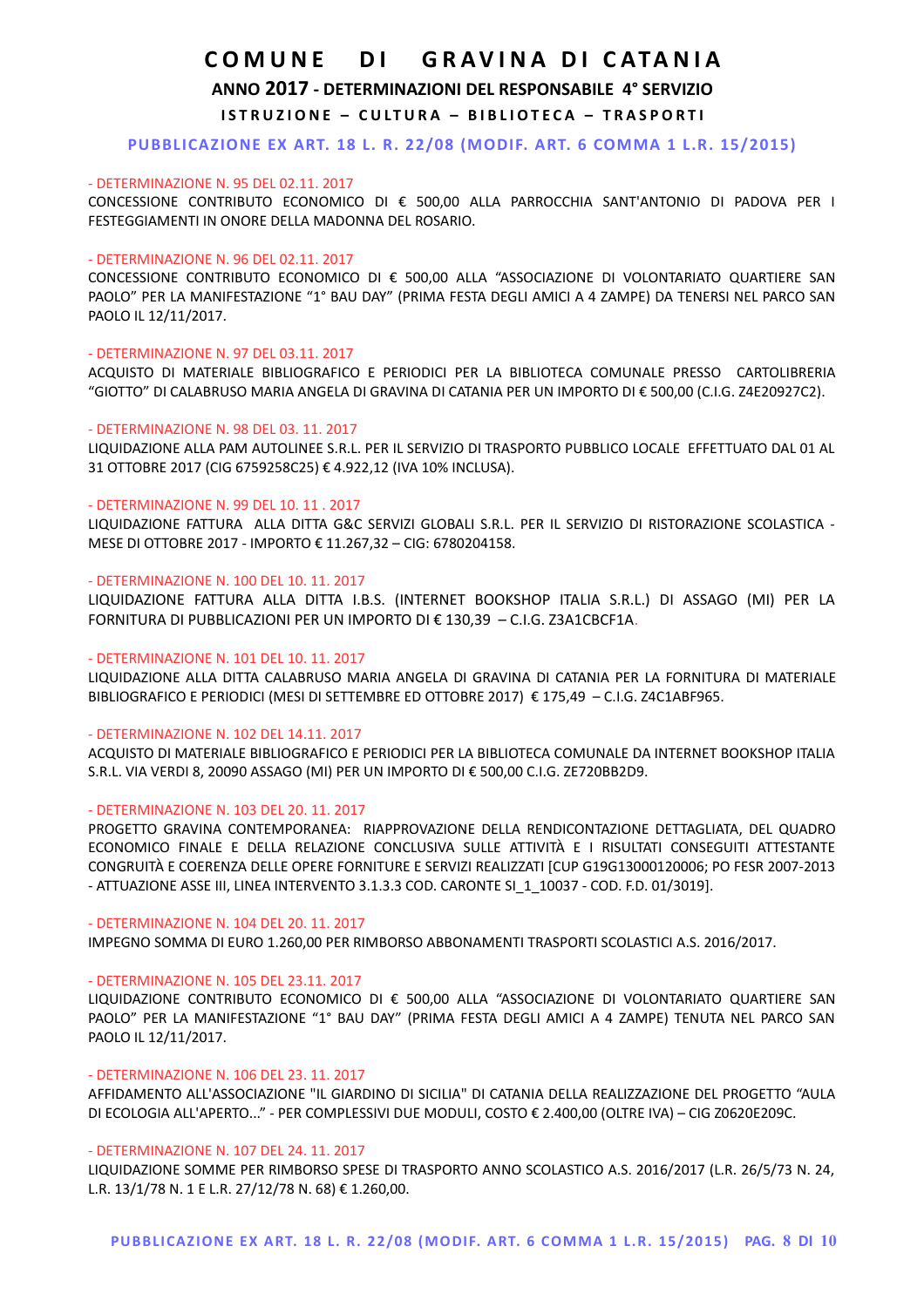# COMUNE DI GRAVINA DI CATANIA

## ANNO 2017 - DETERMINAZIONI DEL RESPONSABILE 4° SERVIZIO

### ISTRUZIONE – CULTURA – BIBLIOTECA – TRASPORTI

**PUBBLICAZIONE EX ART. 18 L. R. 22/08 (MODIF. ART. 6 COMMA 1 L.R. 15/2015)**

- DETERMINAZIONE N. 95 DEL 02.11. 2017

CONCESSIONE CONTRIBUTO ECONOMICO DI € 500,00 ALLA PARROCCHIA SANT'ANTONIO DI PADOVA PER I FESTEGGIAMENTI IN ONORE DELLA MADONNA DEL ROSARIO.

- DETERMINAZIONE N. 96 DEL 02.11. 2017

CONCESSIONE CONTRIBUTO ECONOMICO DI € 500,00 ALLA "ASSOCIAZIONE DI VOLONTARIATO QUARTIERE SAN PAOLO" PER LA MANIFESTAZIONE "1° BAU DAY" (PRIMA FESTA DEGLI AMICI A 4 ZAMPE) DA TENERSI NEL PARCO SAN PAOLO IL 12/11/2017.

- DETERMINAZIONE N. 97 DEL 03.11. 2017

ACQUISTO DI MATERIALE BIBLIOGRAFICO E PERIODICI PER LA BIBLIOTECA COMUNALE PRESSO CARTOLIBRERIA "GIOTTO" DI CALABRUSO MARIA ANGELA DI GRAVINA DI CATANIA PER UN IMPORTO DI € 500,00 (C.I.G. Z4E20927C2).

- DETERMINAZIONE N. 98 DEL 03. 11. 2017

LIQUIDAZIONE ALLA PAM AUTOLINEE S.R.L. PER IL SERVIZIO DI TRASPORTO PUBBLICO LOCALE EFFETTUATO DAL 01 AL 31 OTTOBRE 2017 (CIG 6759258C25) € 4.922,12 (IVA 10% INCLUSA).

- DETERMINAZIONE N. 99 DEL 10. 11 . 2017

LIQUIDAZIONE FATTURA ALLA DITTA G&C SERVIZI GLOBALI S.R.L. PER IL SERVIZIO DI RISTORAZIONE SCOLASTICA - MESE DI OTTOBRE 2017 - IMPORTO € 11.267,32 – CIG: 6780204158.

- DETERMINAZIONE N. 100 DEL 10. 11. 2017

LIQUIDAZIONE FATTURA ALLA DITTA I.B.S. (INTERNET BOOKSHOP ITALIA S.R.L.) DI ASSAGO (MI) PER LA FORNITURA DI PUBBLICAZIONI PER UN IMPORTO DI € 130,39 – C.I.G. Z3A1CBCF1A.

- DETERMINAZIONE N. 101 DEL 10. 11. 2017

LIQUIDAZIONE ALLA DITTA CALABRUSO MARIA ANGELA DI GRAVINA DI CATANIA PER LA FORNITURA DI MATERIALE BIBLIOGRAFICO E PERIODICI (MESI DI SETTEMBRE ED OTTOBRE 2017) € 175,49 – C.I.G. Z4C1ABF965.

- DETERMINAZIONE N. 102 DEL 14.11. 2017

ACQUISTO DI MATERIALE BIBLIOGRAFICO E PERIODICI PER LA BIBLIOTECA COMUNALE DA INTERNET BOOKSHOP ITALIA S.R.L. VIA VERDI 8, 20090 ASSAGO (MI) PER UN IMPORTO DI € 500,00 C.I.G. ZE720BB2D9.

- DETERMINAZIONE N. 103 DEL 20. 11. 2017

PROGETTO GRAVINA CONTEMPORANEA: RIAPPROVAZIONE DELLA RENDICONTAZIONE DETTAGLIATA, DEL QUADRO ECONOMICO FINALE E DELLA RELAZIONE CONCLUSIVA SULLE ATTIVITÀ E I RISULTATI CONSEGUITI ATTESTANTE CONGRUITÀ E COERENZA DELLE OPERE FORNITURE E SERVIZI REALIZZATI [CUP G19G13000120006; PO FESR 2007-2013 - ATTUAZIONE ASSE III, LINEA INTERVENTO 3.1.3.3 COD. CARONTE SI_1_10037 - COD. F.D. 01/3019].

- DETERMINAZIONE N. 104 DEL 20. 11. 2017

IMPEGNO SOMMA DI EURO 1.260,00 PER RIMBORSO ABBONAMENTI TRASPORTI SCOLASTICI A.S. 2016/2017.

- DETERMINAZIONE N. 105 DEL 23.11. 2017

LIQUIDAZIONE CONTRIBUTO ECONOMICO DI € 500,00 ALLA "ASSOCIAZIONE DI VOLONTARIATO QUARTIERE SAN PAOLO" PER LA MANIFESTAZIONE "1° BAU DAY" (PRIMA FESTA DEGLI AMICI A 4 ZAMPE) TENUTA NEL PARCO SAN PAOLO IL 12/11/2017.

- DETERMINAZIONE N. 106 DEL 23. 11. 2017

AFFIDAMENTO ALL'ASSOCIAZIONE "IL GIARDINO DI SICILIA" DI CATANIA DELLA REALIZZAZIONE DEL PROGETTO "AULA DI ECOLOGIA ALL'APERTO..." - PER COMPLESSIVI DUE MODULI, COSTO € 2.400,00 (OLTRE IVA) – CIG Z0620E209C.

- DETERMINAZIONE N. 107 DEL 24. 11. 2017

LIQUIDAZIONE SOMME PER RIMBORSO SPESE DI TRASPORTO ANNO SCOLASTICO A.S. 2016/2017 (L.R. 26/5/73 N. 24, L.R. 13/1/78 N. 1 E L.R. 27/12/78 N. 68) € 1.260,00.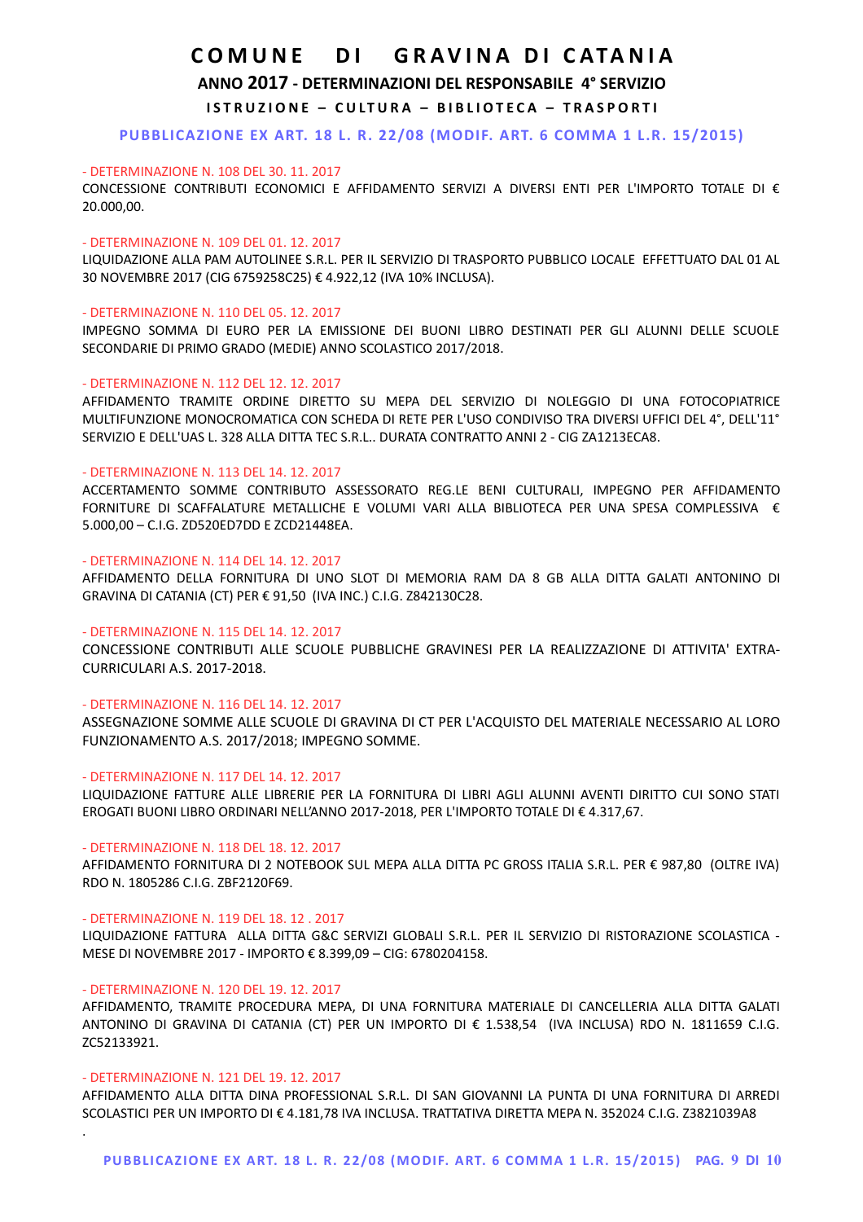# COMUNE DI GRAVINA DI CATANIA

## ANNO 2017 - DETERMINAZIONI DEL RESPONSABILE 4° SERVIZIO

### ISTRUZIONE – CULTURA – BIBLIOTECA – TRASPORTI

**PUBBLICAZIONE EX ART. 18 L. R. 22/08 (MODIF. ART. 6 COMMA 1 L.R. 15/2015)**

- DETERMINAZIONE N. 108 DEL 30. 11. 2017

CONCESSIONE CONTRIBUTI ECONOMICI E AFFIDAMENTO SERVIZI A DIVERSI ENTI PER L'IMPORTO TOTALE DI € 20.000,00.

- DETERMINAZIONE N. 109 DEL 01. 12. 2017

LIQUIDAZIONE ALLA PAM AUTOLINEE S.R.L. PER IL SERVIZIO DI TRASPORTO PUBBLICO LOCALE EFFETTUATO DAL 01 AL 30 NOVEMBRE 2017 (CIG 6759258C25) € 4.922,12 (IVA 10% INCLUSA).

- DETERMINAZIONE N. 110 DEL 05. 12. 2017

IMPEGNO SOMMA DI EURO PER LA EMISSIONE DEI BUONI LIBRO DESTINATI PER GLI ALUNNI DELLE SCUOLE SECONDARIE DI PRIMO GRADO (MEDIE) ANNO SCOLASTICO 2017/2018.

- DETERMINAZIONE N. 112 DEL 12. 12. 2017

AFFIDAMENTO TRAMITE ORDINE DIRETTO SU MEPA DEL SERVIZIO DI NOLEGGIO DI UNA FOTOCOPIATRICE MULTIFUNZIONE MONOCROMATICA CON SCHEDA DI RETE PER L'USO CONDIVISO TRA DIVERSI UFFICI DEL 4°, DELL'11° SERVIZIO E DELL'UAS L. 328 ALLA DITTA TEC S.R.L.. DURATA CONTRATTO ANNI 2 - CIG ZA1213ECA8.

- DETERMINAZIONE N. 113 DEL 14. 12. 2017

ACCERTAMENTO SOMME CONTRIBUTO ASSESSORATO REG.LE BENI CULTURALI, IMPEGNO PER AFFIDAMENTO FORNITURE DI SCAFFALATURE METALLICHE E VOLUMI VARI ALLA BIBLIOTECA PER UNA SPESA COMPLESSIVA € 5.000,00 – C.I.G. ZD520ED7DD E ZCD21448EA.

- DETERMINAZIONE N. 114 DEL 14. 12. 2017

AFFIDAMENTO DELLA FORNITURA DI UNO SLOT DI MEMORIA RAM DA 8 GB ALLA DITTA GALATI ANTONINO DI GRAVINA DI CATANIA (CT) PER € 91,50 (IVA INC.) C.I.G. Z842130C28.

- DETERMINAZIONE N. 115 DEL 14. 12. 2017

CONCESSIONE CONTRIBUTI ALLE SCUOLE PUBBLICHE GRAVINESI PER LA REALIZZAZIONE DI ATTIVITA' EXTRA-CURRICULARI A.S. 2017-2018.

- DETERMINAZIONE N. 116 DEL 14. 12. 2017

ASSEGNAZIONE SOMME ALLE SCUOLE DI GRAVINA DI CT PER L'ACQUISTO DEL MATERIALE NECESSARIO AL LORO FUNZIONAMENTO A.S. 2017/2018; IMPEGNO SOMME.

- DETERMINAZIONE N. 117 DEL 14. 12. 2017

LIQUIDAZIONE FATTURE ALLE LIBRERIE PER LA FORNITURA DI LIBRI AGLI ALUNNI AVENTI DIRITTO CUI SONO STATI EROGATI BUONI LIBRO ORDINARI NELL'ANNO 2017-2018, PER L'IMPORTO TOTALE DI € 4.317,67.

- DETERMINAZIONE N. 118 DEL 18. 12. 2017

AFFIDAMENTO FORNITURA DI 2 NOTEBOOK SUL MEPA ALLA DITTA PC GROSS ITALIA S.R.L. PER € 987,80 (OLTRE IVA) RDO N. 1805286 C.I.G. ZBF2120F69.

- DETERMINAZIONE N. 119 DEL 18. 12 . 2017

LIQUIDAZIONE FATTURA ALLA DITTA G&C SERVIZI GLOBALI S.R.L. PER IL SERVIZIO DI RISTORAZIONE SCOLASTICA - MESE DI NOVEMBRE 2017 - IMPORTO € 8.399,09 – CIG: 6780204158.

- DETERMINAZIONE N. 120 DEL 19. 12. 2017

AFFIDAMENTO, TRAMITE PROCEDURA MEPA, DI UNA FORNITURA MATERIALE DI CANCELLERIA ALLA DITTA GALATI ANTONINO DI GRAVINA DI CATANIA (CT) PER UN IMPORTO DI € 1.538,54 (IVA INCLUSA) RDO N. 1811659 C.I.G. ZC52133921.

- DETERMINAZIONE N. 121 DEL 19. 12. 2017

AFFIDAMENTO ALLA DITTA DINA PROFESSIONAL S.R.L. DI SAN GIOVANNI LA PUNTA DI UNA FORNITURA DI ARREDI SCOLASTICI PER UN IMPORTO DI € 4.181,78 IVA INCLUSA. TRATTATIVA DIRETTA MEPA N. 352024 C.I.G. Z3821039A8

.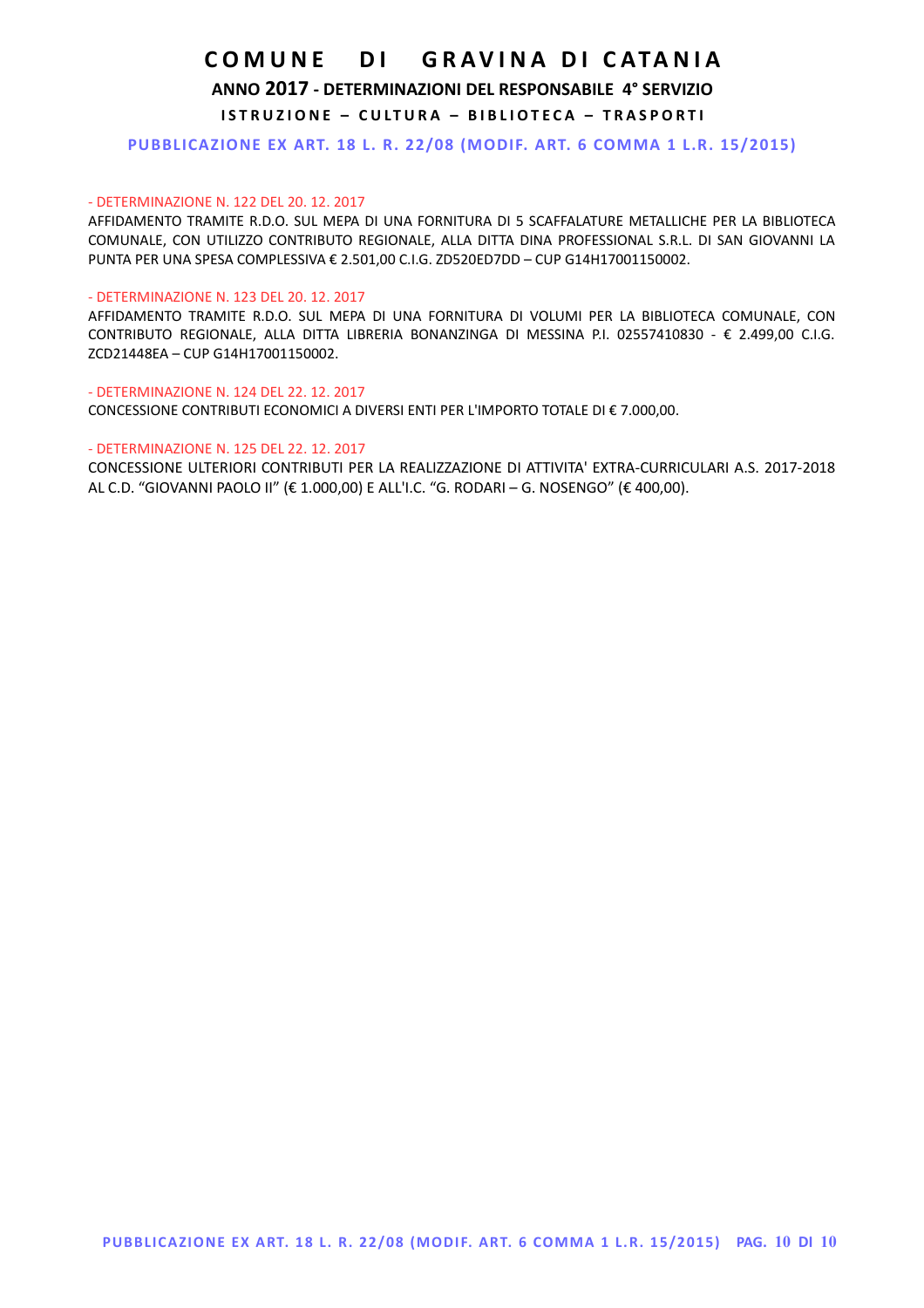# COMUNE DI GRAVINA DI CATANIA

## ANNO 2017 - DETERMINAZIONI DEL RESPONSABILE 4° SERVIZIO

### ISTRUZIONE – CULTURA – BIBLIOTECA – TRASPORTI

**PUBBLICAZIONE EX ART. 18 L. R. 22/08 (MODIF. ART. 6 COMMA 1 L.R. 15/2015)**

- DETERMINAZIONE N. 122 DEL 20. 12. 2017

AFFIDAMENTO TRAMITE R.D.O. SUL MEPA DI UNA FORNITURA DI 5 SCAFFALATURE METALLICHE PER LA BIBLIOTECA COMUNALE, CON UTILIZZO CONTRIBUTO REGIONALE, ALLA DITTA DINA PROFESSIONAL S.R.L. DI SAN GIOVANNI LA PUNTA PER UNA SPESA COMPLESSIVA € 2.501,00 C.I.G. ZD520ED7DD – CUP G14H17001150002.

- DETERMINAZIONE N. 123 DEL 20. 12. 2017

AFFIDAMENTO TRAMITE R.D.O. SUL MEPA DI UNA FORNITURA DI VOLUMI PER LA BIBLIOTECA COMUNALE, CON CONTRIBUTO REGIONALE, ALLA DITTA LIBRERIA BONANZINGA DI MESSINA P.I. 02557410830 - € 2.499,00 C.I.G. ZCD21448EA – CUP G14H17001150002.

- DETERMINAZIONE N. 124 DEL 22. 12. 2017

CONCESSIONE CONTRIBUTI ECONOMICI A DIVERSI ENTI PER L'IMPORTO TOTALE DI € 7.000,00.

- DETERMINAZIONE N. 125 DEL 22. 12. 2017

CONCESSIONE ULTERIORI CONTRIBUTI PER LA REALIZZAZIONE DI ATTIVITA' EXTRA-CURRICULARI A.S. 2017-2018 AL C.D. "GIOVANNI PAOLO II" (€ 1.000,00) E ALL'I.C. "G. RODARI – G. NOSENGO" (€ 400,00).